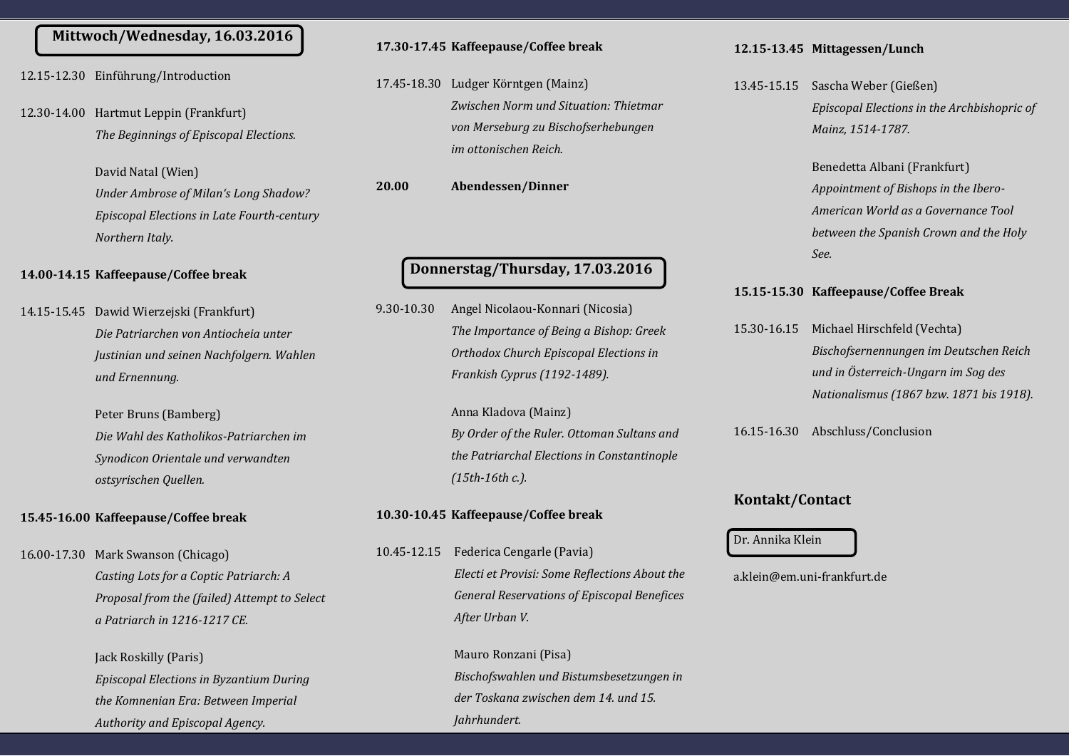## Mittwoch/Wednesday, 16.03.2016

12.15-12.30 Einführung/Introduction

12.30-14.00 Hartmut Leppin (Frankfurt)
*The Beginnings of Episcopal Elections.*

David Natal (Wien)
*Under Ambrose of Milan's Long Shadow? Episcopal Elections in Late Fourth-century Northern Italy.*

**14.00-14.15 Kaffeepause/Coffee break**

14.15-15.45 Dawid Wierzejski (Frankfurt)
*Die Patriarchen von Antiocheia unter Justinian und seinen Nachfolgern. Wahlen und Ernennung.*

Peter Bruns (Bamberg)
*Die Wahl des Katholikos-Patriarchen im Synodicon Orientale und verwandten ostsyrischen Quellen.*

**15.45-16.00 Kaffeepause/Coffee break**

16.00-17.30 Mark Swanson (Chicago)
*Casting Lots for a Coptic Patriarch: A Proposal from the (failed) Attempt to Select a Patriarch in 1216-1217 CE.*

Jack Roskilly (Paris)
*Episcopal Elections in Byzantium During the Komnenian Era: Between Imperial Authority and Episcopal Agency.*

**17.30-17.45 Kaffeepause/Coffee break**

17.45-18.30 Ludger Körntgen (Mainz)
*Zwischen Norm und Situation: Thietmar von Merseburg zu Bischofserhebungen im ottonischen Reich.*

**20.00 Abendessen/Dinner**

## Donnerstag/Thursday, 17.03.2016

9.30-10.30 Angel Nicolaou-Konnari (Nicosia)
*The Importance of Being a Bishop: Greek Orthodox Church Episcopal Elections in Frankish Cyprus (1192-1489).*

Anna Kladova (Mainz)
*By Order of the Ruler. Ottoman Sultans and the Patriarchal Elections in Constantinople (15th-16th c.).*

**10.30-10.45 Kaffeepause/Coffee break**

10.45-12.15 Federica Cengarle (Pavia)
*Electi et Provisi: Some Reflections About the General Reservations of Episcopal Benefices After Urban V.*

Mauro Ronzani (Pisa)
*Bischofswahlen und Bistumsbesetzungen in der Toskana zwischen dem 14. und 15. Jahrhundert.*

**12.15-13.45 Mittagessen/Lunch**

13.45-15.15 Sascha Weber (Gießen)
*Episcopal Elections in the Archbishopric of Mainz, 1514-1787.*

Benedetta Albani (Frankfurt)
*Appointment of Bishops in the Ibero-American World as a Governance Tool between the Spanish Crown and the Holy See.*

**15.15-15.30 Kaffeepause/Coffee Break**

15.30-16.15 Michael Hirschfeld (Vechta)
*Bischofsernennungen im Deutschen Reich und in Österreich-Ungarn im Sog des Nationalismus (1867 bzw. 1871 bis 1918).*

16.15-16.30 Abschluss/Conclusion

## Kontakt/Contact

Dr. Annika Klein

a.klein@em.uni-frankfurt.de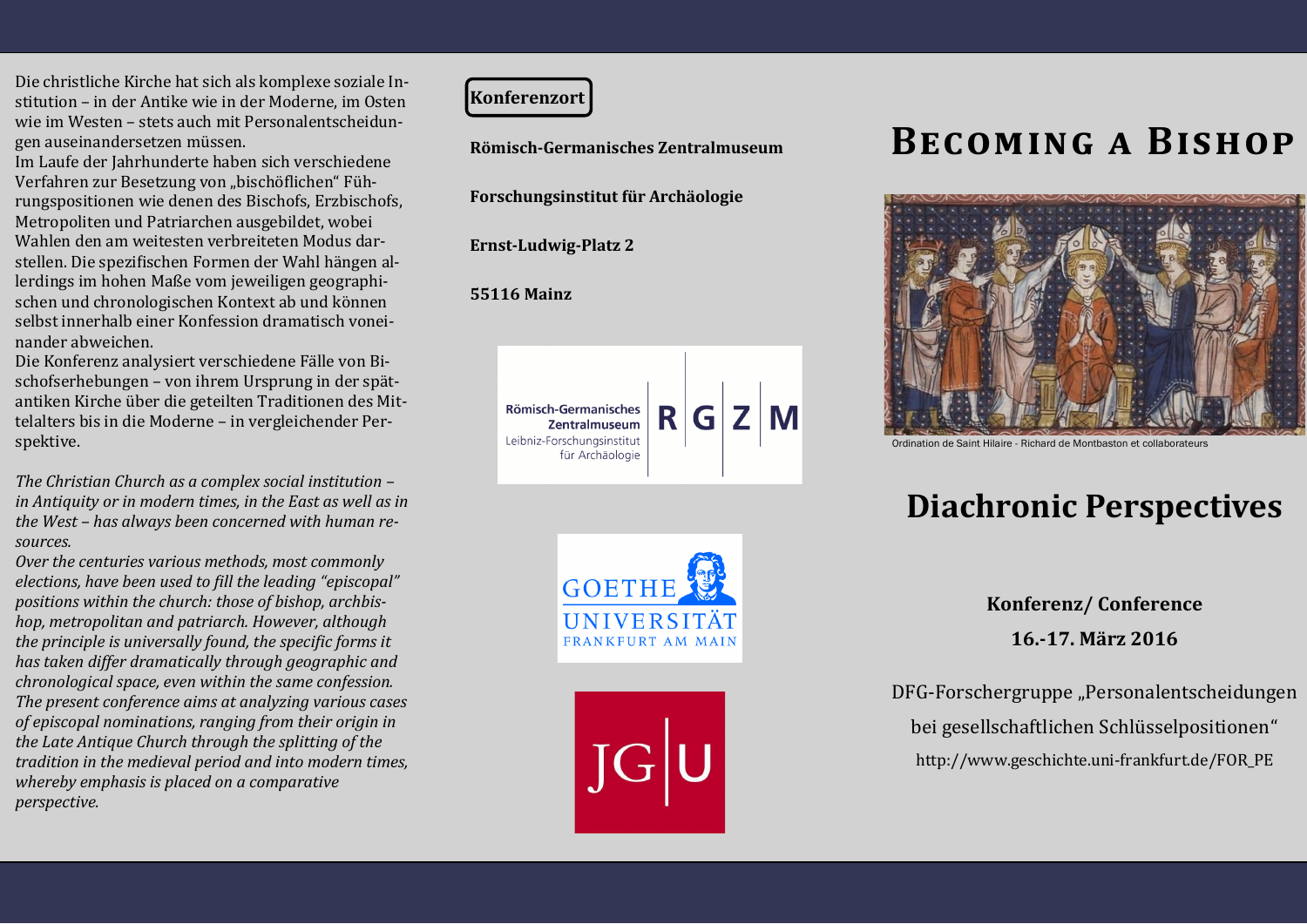Die christliche Kirche hat sich als komplexe soziale Institution – in der Antike wie in der Moderne, im Osten wie im Westen – stets auch mit Personalentscheidungen auseinandersetzen müssen.
Im Laufe der Jahrhunderte haben sich verschiedene Verfahren zur Besetzung von „bischöflichen" Führungspositionen wie denen des Bischofs, Erzbischofs, Metropoliten und Patriarchen ausgebildet, wobei Wahlen den am weitesten verbreiteten Modus darstellen. Die spezifischen Formen der Wahl hängen allerdings im hohen Maße vom jeweiligen geographischen und chronologischen Kontext ab und können selbst innerhalb einer Konfession dramatisch voneinander abweichen.
Die Konferenz analysiert verschiedene Fälle von Bischofserhebungen – von ihrem Ursprung in der spätantiken Kirche über die geteilten Traditionen des Mittelalters bis in die Moderne – in vergleichender Perspektive.

*The Christian Church as a complex social institution – in Antiquity or in modern times, in the East as well as in the West – has always been concerned with human resources.*
*Over the centuries various methods, most commonly elections, have been used to fill the leading "episcopal" positions within the church: those of bishop, archbishop, metropolitan and patriarch. However, although the principle is universally found, the specific forms it has taken differ dramatically through geographic and chronological space, even within the same confession.*
*The present conference aims at analyzing various cases of episcopal nominations, ranging from their origin in the Late Antique Church through the splitting of the tradition in the medieval period and into modern times, whereby emphasis is placed on a comparative perspective.*

**Konferenzort**

**Römisch-Germanisches Zentralmuseum**

**Forschungsinstitut für Archäologie**

**Ernst-Ludwig-Platz 2**

**55116 Mainz**

Römisch-Germanisches Zentralmuseum
Leibniz-Forschungsinstitut für Archäologie
R G Z M

GOETHE UNIVERSITÄT FRANKFURT AM MAIN

JG|U

# Becoming a Bishop

Ordination de Saint Hilaire - Richard de Montbaston et collaborateurs

## Diachronic Perspectives

**Konferenz/ Conference**

**16.-17. März 2016**

DFG-Forschergruppe „Personalentscheidungen bei gesellschaftlichen Schlüsselpositionen"

http://www.geschichte.uni-frankfurt.de/FOR_PE